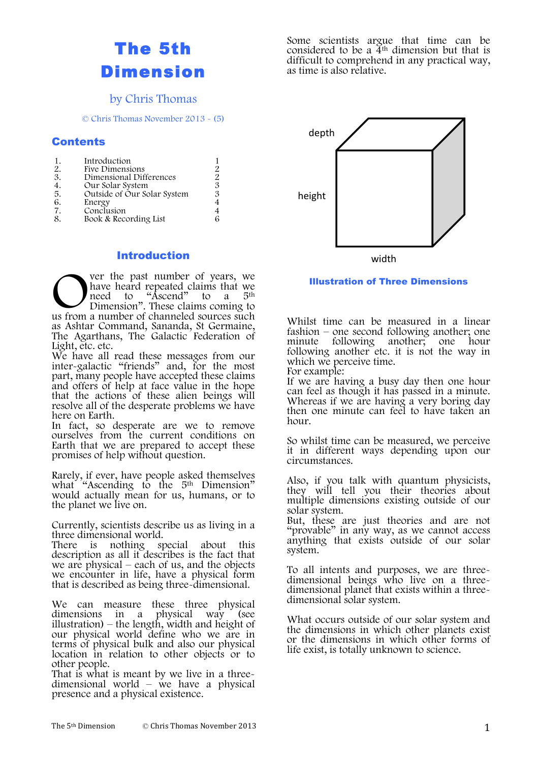# The 5th Dimension

by Chris Thomas

© Chris Thomas November 2013 - (5)

## Contents

| | | |
|---|---|---|
| 1. | Introduction | 1 |
| 2. | Five Dimensions | 2 |
| 3. | Dimensional Differences | 2 |
| 4. | Our Solar System | 3 |
| 5. | Outside of Our Solar System | 3 |
| 6. | Energy | 4 |
| 7. | Conclusion | 4 |
| 8. | Book & Recording List | 6 |

## Introduction

Over the past number of years, we have heard repeated claims that we need to "Ascend" to a 5th Dimension". These claims coming to us from a number of channeled sources such as Ashtar Command, Sananda, St Germaine, The Agarthans, The Galactic Federation of Light, etc. etc.
We have all read these messages from our inter-galactic "friends" and, for the most part, many people have accepted these claims and offers of help at face value in the hope that the actions of these alien beings will resolve all of the desperate problems we have here on Earth.
In fact, so desperate are we to remove ourselves from the current conditions on Earth that we are prepared to accept these promises of help without question.

Rarely, if ever, have people asked themselves what "Ascending to the 5th Dimension" would actually mean for us, humans, or to the planet we live on.

Currently, scientists describe us as living in a three dimensional world.
There is nothing special about this description as all it describes is the fact that we are physical – each of us, and the objects we encounter in life, have a physical form that is described as being three-dimensional.

We can measure these three physical dimensions in a physical way (see illustration) – the length, width and height of our physical world define who we are in terms of physical bulk and also our physical location in relation to other objects or to other people.
That is what is meant by we live in a three-dimensional world – we have a physical presence and a physical existence.

Some scientists argue that time can be considered to be a 4th dimension but that is difficult to comprehend in any practical way, as time is also relative.

depth

height

width

**Illustration of Three Dimensions**

Whilst time can be measured in a linear fashion – one second following another; one minute following another; one hour following another etc. it is not the way in which we perceive time.
For example:
If we are having a busy day then one hour can feel as though it has passed in a minute. Whereas if we are having a very boring day then one minute can feel to have taken an hour.

So whilst time can be measured, we perceive it in different ways depending upon our circumstances.

Also, if you talk with quantum physicists, they will tell you their theories about multiple dimensions existing outside of our solar system.
But, these are just theories and are not "provable" in any way, as we cannot access anything that exists outside of our solar system.

To all intents and purposes, we are three-dimensional beings who live on a three-dimensional planet that exists within a three-dimensional solar system.

What occurs outside of our solar system and the dimensions in which other planets exist or the dimensions in which other forms of life exist, is totally unknown to science.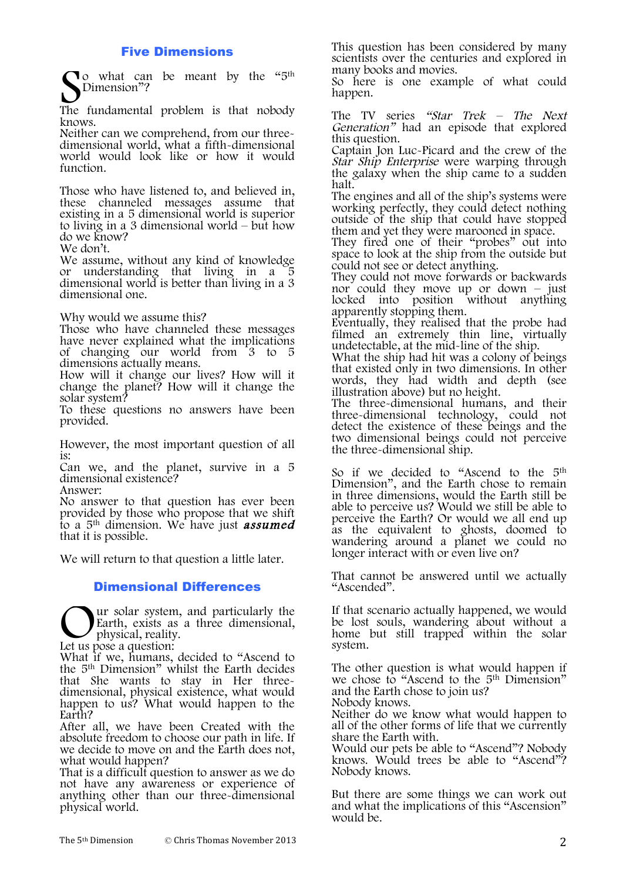## Five Dimensions

So what can be meant by the "5th Dimension"?

The fundamental problem is that nobody knows.
Neither can we comprehend, from our three-dimensional world, what a fifth-dimensional world would look like or how it would function.

Those who have listened to, and believed in, these channeled messages assume that existing in a 5 dimensional world is superior to living in a 3 dimensional world – but how do we know?
We don't.
We assume, without any kind of knowledge or understanding that living in a 5 dimensional world is better than living in a 3 dimensional one.

Why would we assume this?
Those who have channeled these messages have never explained what the implications of changing our world from 3 to 5 dimensions actually means.
How will it change our lives? How will it change the planet? How will it change the solar system?
To these questions no answers have been provided.

However, the most important question of all is:
Can we, and the planet, survive in a 5 dimensional existence?
Answer:
No answer to that question has ever been provided by those who propose that we shift to a 5th dimension. We have just ***assumed*** that it is possible.

We will return to that question a little later.

## Dimensional Differences

Our solar system, and particularly the Earth, exists as a three dimensional, physical, reality.
Let us pose a question:
What if we, humans, decided to "Ascend to the 5th Dimension" whilst the Earth decides that She wants to stay in Her three-dimensional, physical existence, what would happen to us? What would happen to the Earth?
After all, we have been Created with the absolute freedom to choose our path in life. If we decide to move on and the Earth does not, what would happen?
That is a difficult question to answer as we do not have any awareness or experience of anything other than our three-dimensional physical world.

This question has been considered by many scientists over the centuries and explored in many books and movies.
So here is one example of what could happen.

The TV series *"Star Trek – The Next Generation"* had an episode that explored this question.
Captain Jon Luc-Picard and the crew of the *Star Ship Enterprise* were warping through the galaxy when the ship came to a sudden halt.
The engines and all of the ship's systems were working perfectly, they could detect nothing outside of the ship that could have stopped them and yet they were marooned in space.
They fired one of their "probes" out into space to look at the ship from the outside but could not see or detect anything.
They could not move forwards or backwards nor could they move up or down – just locked into position without anything apparently stopping them.
Eventually, they realised that the probe had filmed an extremely thin line, virtually undetectable, at the mid-line of the ship.
What the ship had hit was a colony of beings that existed only in two dimensions. In other words, they had width and depth (see illustration above) but no height.
The three-dimensional humans, and their three-dimensional technology, could not detect the existence of these beings and the two dimensional beings could not perceive the three-dimensional ship.

So if we decided to "Ascend to the 5th Dimension", and the Earth chose to remain in three dimensions, would the Earth still be able to perceive us? Would we still be able to perceive the Earth? Or would we all end up as the equivalent to ghosts, doomed to wandering around a planet we could no longer interact with or even live on?

That cannot be answered until we actually "Ascended".

If that scenario actually happened, we would be lost souls, wandering about without a home but still trapped within the solar system.

The other question is what would happen if we chose to "Ascend to the 5th Dimension" and the Earth chose to join us?
Nobody knows.
Neither do we know what would happen to all of the other forms of life that we currently share the Earth with.
Would our pets be able to "Ascend"? Nobody knows. Would trees be able to "Ascend"? Nobody knows.

But there are some things we can work out and what the implications of this "Ascension" would be.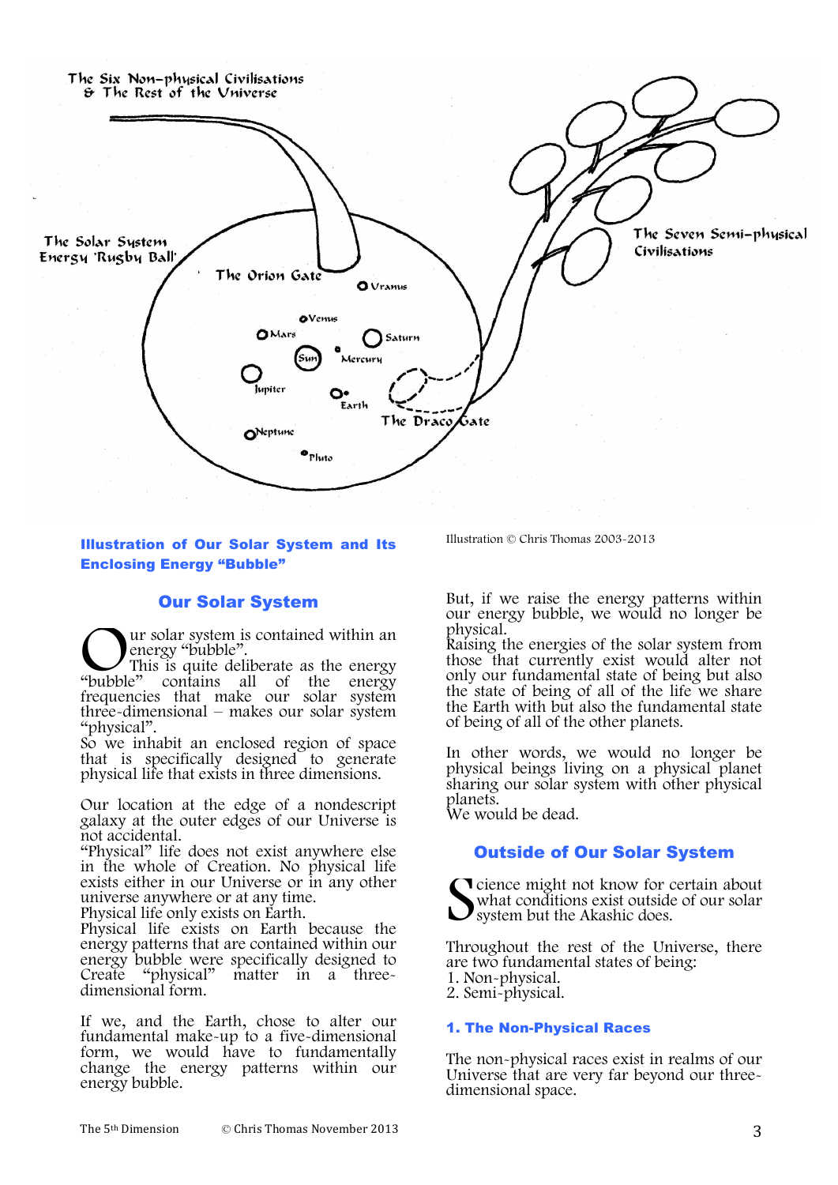**Illustration of Our Solar System and Its Enclosing Energy "Bubble"**

Illustration © Chris Thomas 2003-2013

## Our Solar System

Our solar system is contained within an energy "bubble".
This is quite deliberate as the energy "bubble" contains all of the energy frequencies that make our solar system three-dimensional – makes our solar system "physical".
So we inhabit an enclosed region of space that is specifically designed to generate physical life that exists in three dimensions.

Our location at the edge of a nondescript galaxy at the outer edges of our Universe is not accidental.
"Physical" life does not exist anywhere else in the whole of Creation. No physical life exists either in our Universe or in any other universe anywhere or at any time.
Physical life only exists on Earth.
Physical life exists on Earth because the energy patterns that are contained within our energy bubble were specifically designed to Create "physical" matter in a three-dimensional form.

If we, and the Earth, chose to alter our fundamental make-up to a five-dimensional form, we would have to fundamentally change the energy patterns within our energy bubble.

But, if we raise the energy patterns within our energy bubble, we would no longer be physical.
Raising the energies of the solar system from those that currently exist would alter not only our fundamental state of being but also the state of being of all of the life we share the Earth with but also the fundamental state of being of all of the other planets.

In other words, we would no longer be physical beings living on a physical planet sharing our solar system with other physical planets.
We would be dead.

## Outside of Our Solar System

Science might not know for certain about what conditions exist outside of our solar system but the Akashic does.

Throughout the rest of the Universe, there are two fundamental states of being:
1. Non-physical.
2. Semi-physical.

### 1. The Non-Physical Races

The non-physical races exist in realms of our Universe that are very far beyond our three-dimensional space.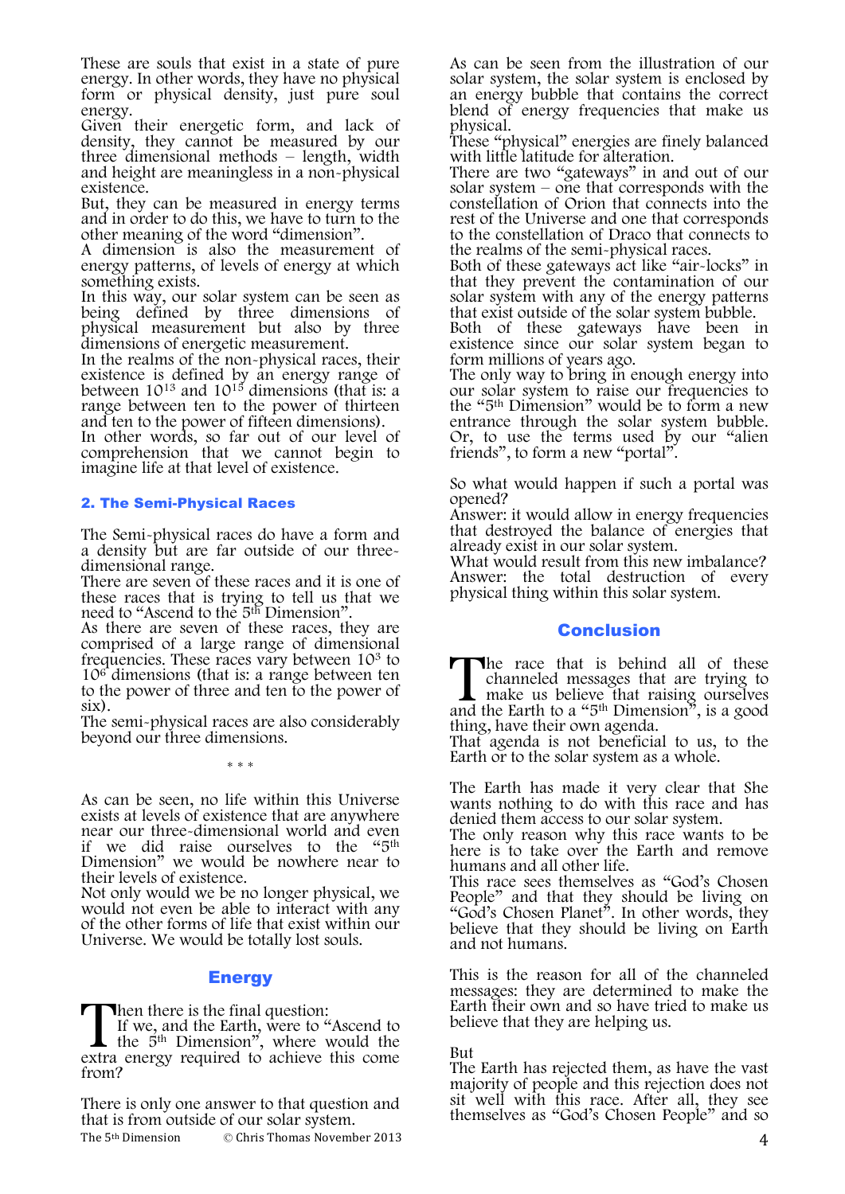These are souls that exist in a state of pure energy. In other words, they have no physical form or physical density, just pure soul energy.
Given their energetic form, and lack of density, they cannot be measured by our three dimensional methods – length, width and height are meaningless in a non-physical existence.
But, they can be measured in energy terms and in order to do this, we have to turn to the other meaning of the word "dimension".
A dimension is also the measurement of energy patterns, of levels of energy at which something exists.
In this way, our solar system can be seen as being defined by three dimensions of physical measurement but also by three dimensions of energetic measurement.
In the realms of the non-physical races, their existence is defined by an energy range of between $10^{13}$ and $10^{15}$ dimensions (that is: a range between ten to the power of thirteen and ten to the power of fifteen dimensions).
In other words, so far out of our level of comprehension that we cannot begin to imagine life at that level of existence.

## 2. The Semi-Physical Races

The Semi-physical races do have a form and a density but are far outside of our three-dimensional range.
There are seven of these races and it is one of these races that is trying to tell us that we need to "Ascend to the 5th Dimension".
As there are seven of these races, they are comprised of a large range of dimensional frequencies. These races vary between $10^3$ to $10^6$ dimensions (that is: a range between ten to the power of three and ten to the power of six).
The semi-physical races are also considerably beyond our three dimensions.

\* \* \*

As can be seen, no life within this Universe exists at levels of existence that are anywhere near our three-dimensional world and even if we did raise ourselves to the "5th Dimension" we would be nowhere near to their levels of existence.
Not only would we be no longer physical, we would not even be able to interact with any of the other forms of life that exist within our Universe. We would be totally lost souls.

## Energy

Then there is the final question:
If we, and the Earth, were to "Ascend to the 5th Dimension", where would the extra energy required to achieve this come from?

There is only one answer to that question and that is from outside of our solar system.

As can be seen from the illustration of our solar system, the solar system is enclosed by an energy bubble that contains the correct blend of energy frequencies that make us physical.
These "physical" energies are finely balanced with little latitude for alteration.
There are two "gateways" in and out of our solar system – one that corresponds with the constellation of Orion that connects into the rest of the Universe and one that corresponds to the constellation of Draco that connects to the realms of the semi-physical races.
Both of these gateways act like "air-locks" in that they prevent the contamination of our solar system with any of the energy patterns that exist outside of the solar system bubble.
Both of these gateways have been in existence since our solar system began to form millions of years ago.
The only way to bring in enough energy into our solar system to raise our frequencies to the "5th Dimension" would be to form a new entrance through the solar system bubble. Or, to use the terms used by our "alien friends", to form a new "portal".

So what would happen if such a portal was opened?
Answer: it would allow in energy frequencies that destroyed the balance of energies that already exist in our solar system.
What would result from this new imbalance?
Answer: the total destruction of every physical thing within this solar system.

## Conclusion

The race that is behind all of these channeled messages that are trying to make us believe that raising ourselves and the Earth to a "5th Dimension", is a good thing, have their own agenda.
That agenda is not beneficial to us, to the Earth or to the solar system as a whole.

The Earth has made it very clear that She wants nothing to do with this race and has denied them access to our solar system.
The only reason why this race wants to be here is to take over the Earth and remove humans and all other life.
This race sees themselves as "God's Chosen People" and that they should be living on "God's Chosen Planet". In other words, they believe that they should be living on Earth and not humans.

This is the reason for all of the channeled messages: they are determined to make the Earth their own and so have tried to make us believe that they are helping us.

But
The Earth has rejected them, as have the vast majority of people and this rejection does not sit well with this race. After all, they see themselves as "God's Chosen People" and so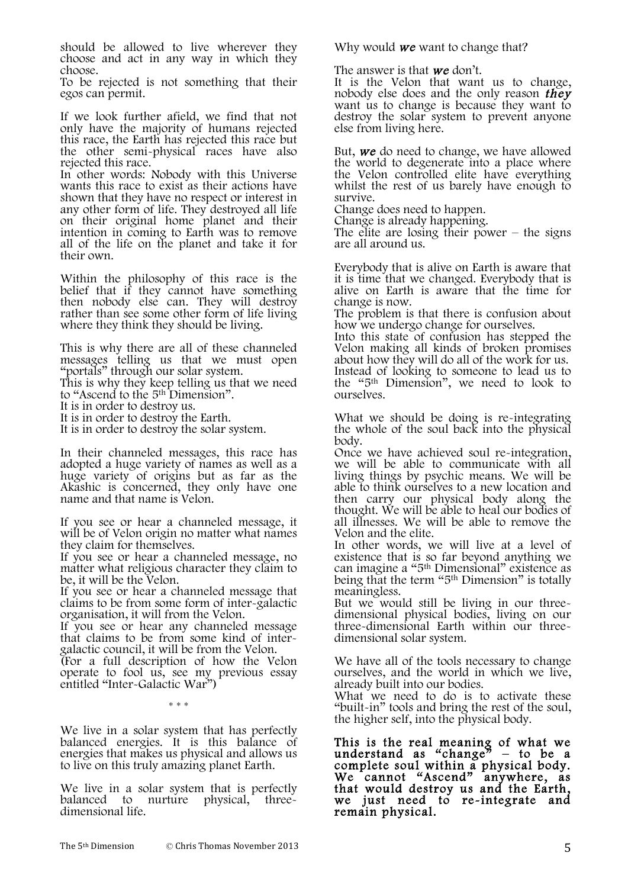should be allowed to live wherever they choose and act in any way in which they choose.
To be rejected is not something that their egos can permit.

If we look further afield, we find that not only have the majority of humans rejected this race, the Earth has rejected this race but the other semi-physical races have also rejected this race.
In other words: Nobody with this Universe wants this race to exist as their actions have shown that they have no respect or interest in any other form of life. They destroyed all life on their original home planet and their intention in coming to Earth was to remove all of the life on the planet and take it for their own.

Within the philosophy of this race is the belief that if they cannot have something then nobody else can. They will destroy rather than see some other form of life living where they think they should be living.

This is why there are all of these channeled messages telling us that we must open "portals" through our solar system.
This is why they keep telling us that we need to "Ascend to the 5th Dimension".
It is in order to destroy us.
It is in order to destroy the Earth.
It is in order to destroy the solar system.

In their channeled messages, this race has adopted a huge variety of names as well as a huge variety of origins but as far as the Akashic is concerned, they only have one name and that name is Velon.

If you see or hear a channeled message, it will be of Velon origin no matter what names they claim for themselves.
If you see or hear a channeled message, no matter what religious character they claim to be, it will be the Velon.
If you see or hear a channeled message that claims to be from some form of inter-galactic organisation, it will from the Velon.
If you see or hear any channeled message that claims to be from some kind of inter-galactic council, it will be from the Velon.
(For a full description of how the Velon operate to fool us, see my previous essay entitled "Inter-Galactic War")

\* \* \*

We live in a solar system that has perfectly balanced energies. It is this balance of energies that makes us physical and allows us to live on this truly amazing planet Earth.

We live in a solar system that is perfectly balanced to nurture physical, three-dimensional life.

Why would ***we*** want to change that?

The answer is that ***we*** don't.
It is the Velon that want us to change, nobody else does and the only reason ***they*** want us to change is because they want to destroy the solar system to prevent anyone else from living here.

But, ***we*** do need to change, we have allowed the world to degenerate into a place where the Velon controlled elite have everything whilst the rest of us barely have enough to survive.
Change does need to happen.
Change is already happening.
The elite are losing their power – the signs are all around us.

Everybody that is alive on Earth is aware that it is time that we changed. Everybody that is alive on Earth is aware that the time for change is now.
The problem is that there is confusion about how we undergo change for ourselves.
Into this state of confusion has stepped the Velon making all kinds of broken promises about how they will do all of the work for us.
Instead of looking to someone to lead us to the "5th Dimension", we need to look to ourselves.

What we should be doing is re-integrating the whole of the soul back into the physical body.
Once we have achieved soul re-integration, we will be able to communicate with all living things by psychic means. We will be able to think ourselves to a new location and then carry our physical body along the thought. We will be able to heal our bodies of all illnesses. We will be able to remove the Velon and the elite.
In other words, we will live at a level of existence that is so far beyond anything we can imagine a "5th Dimensional" existence as being that the term "5th Dimension" is totally meaningless.
But we would still be living in our three-dimensional physical bodies, living on our three-dimensional Earth within our three-dimensional solar system.

We have all of the tools necessary to change ourselves, and the world in which we live, already built into our bodies.
What we need to do is to activate these "built-in" tools and bring the rest of the soul, the higher self, into the physical body.

**This is the real meaning of what we understand as "change" – to be a complete soul within a physical body. We cannot "Ascend" anywhere, as that would destroy us and the Earth, we just need to re-integrate and remain physical.**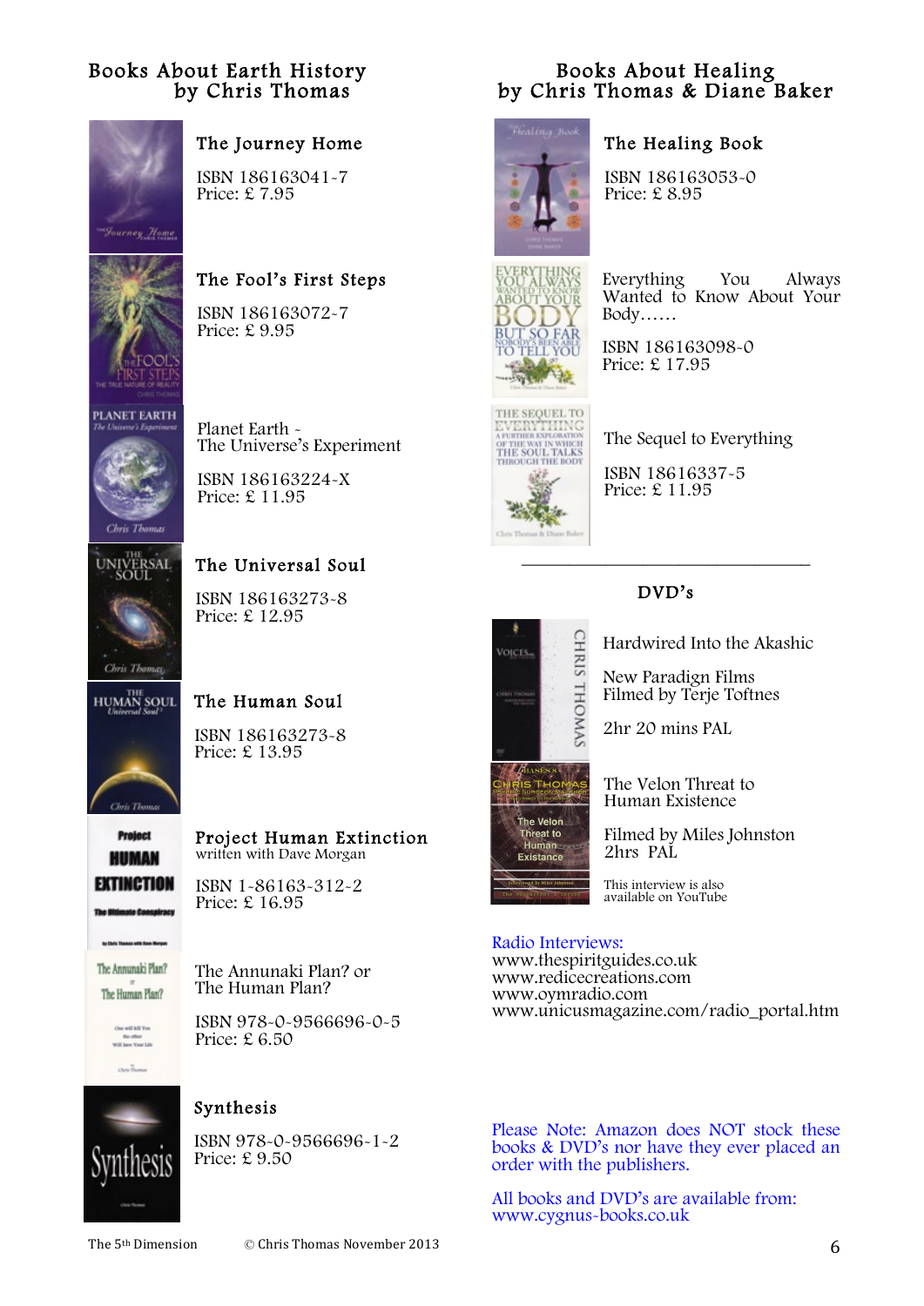## Books About Earth History by Chris Thomas

**The Journey Home**

ISBN 186163041-7
Price: £ 7.95

**The Fool's First Steps**

ISBN 186163072-7
Price: £ 9.95

Planet Earth -
The Universe's Experiment

ISBN 186163224-X
Price: £ 11.95

**The Universal Soul**

ISBN 186163273-8
Price: £ 12.95

**The Human Soul**

ISBN 186163273-8
Price: £ 13.95

**Project Human Extinction**
written with Dave Morgan

ISBN 1-86163-312-2
Price: £ 16.95

The Annunaki Plan? or
The Human Plan?

ISBN 978-0-9566696-0-5
Price: £ 6.50

**Synthesis**

ISBN 978-0-9566696-1-2
Price: £ 9.50

## Books About Healing by Chris Thomas & Diane Baker

**The Healing Book**

ISBN 186163053-0
Price: £ 8.95

Everything You Always Wanted to Know About Your Body……

ISBN 186163098-0
Price: £ 17.95

The Sequel to Everything

ISBN 18616337-5
Price: £ 11.95

---

## DVD's

Hardwired Into the Akashic

New Paradign Films
Filmed by Terje Toftnes

2hr 20 mins PAL

The Velon Threat to
Human Existence

Filmed by Miles Johnston
2hrs PAL

This interview is also available on YouTube

Radio Interviews:
www.thespiritguides.co.uk
www.redicecreations.com
www.oymradio.com
www.unicusmagazine.com/radio_portal.htm

Please Note: Amazon does NOT stock these books & DVD's nor have they ever placed an order with the publishers.

All books and DVD's are available from:
www.cygnus-books.co.uk

The 5th Dimension © Chris Thomas November 2013